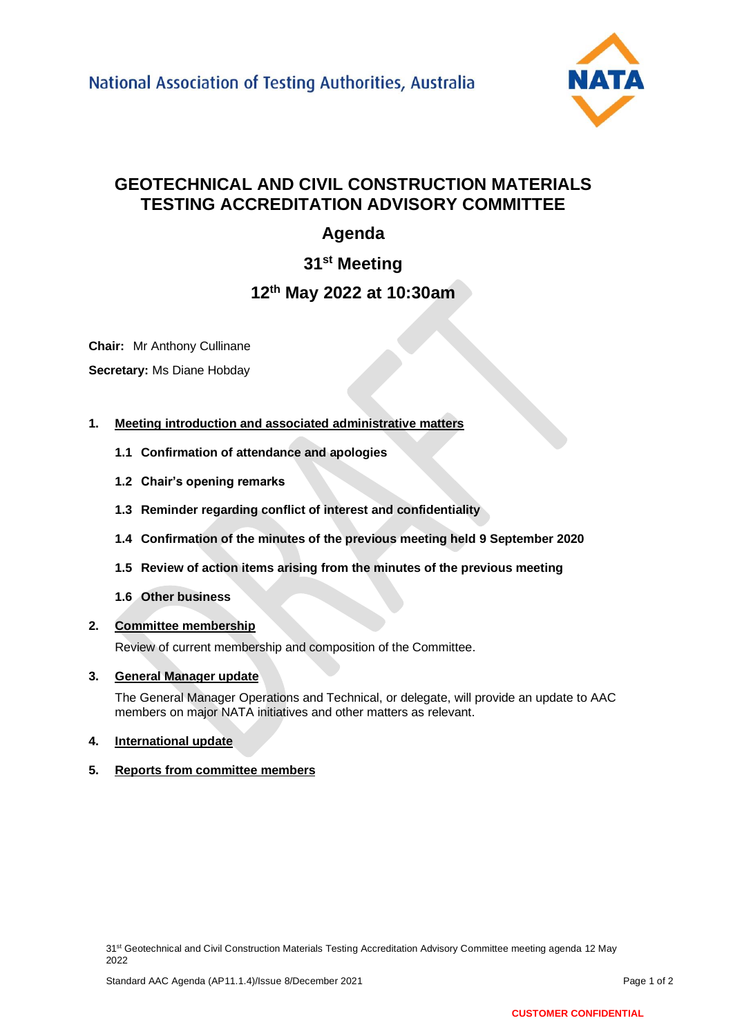National Association of Testing Authorities, Australia

# GEOTECHNICAL AND CIVIL CONSTRUCTION MATERIALS TESTING ACCREDITATION ADVISORY COMMITTEE

## Agenda

## 31st Meeting

## 12th May 2022 at 10:30am

**Chair:** Mr Anthony Cullinane

**Secretary:** Ms Diane Hobday

1. **Meeting introduction and associated administrative matters**

   **1.1 Confirmation of attendance and apologies**

   **1.2 Chair's opening remarks**

   **1.3 Reminder regarding conflict of interest and confidentiality**

   **1.4 Confirmation of the minutes of the previous meeting held 9 September 2020**

   **1.5 Review of action items arising from the minutes of the previous meeting**

   **1.6 Other business**

2. **Committee membership**

   Review of current membership and composition of the Committee.

3. **General Manager update**

   The General Manager Operations and Technical, or delegate, will provide an update to AAC members on major NATA initiatives and other matters as relevant.

4. **International update**

5. **Reports from committee members**

31st Geotechnical and Civil Construction Materials Testing Accreditation Advisory Committee meeting agenda 12 May 2022

Standard AAC Agenda (AP11.1.4)/Issue 8/December 2021

CUSTOMER CONFIDENTIAL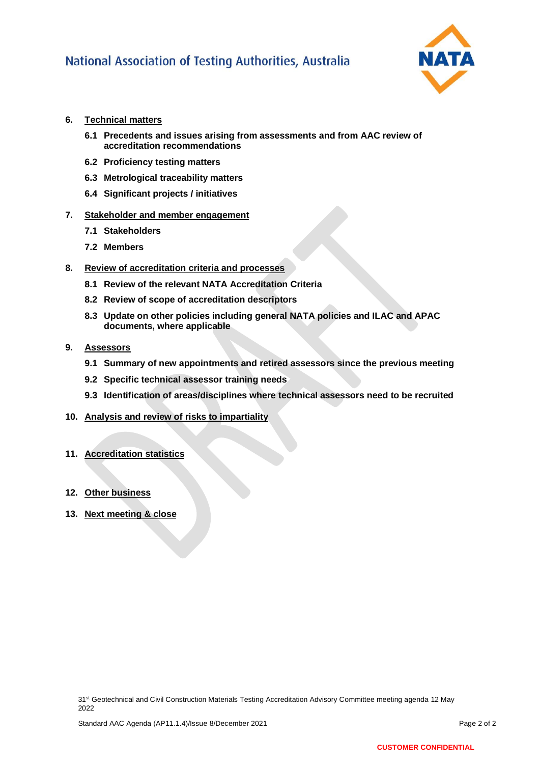6. **Technical matters**

   **6.1 Precedents and issues arising from assessments and from AAC review of accreditation recommendations**

   **6.2 Proficiency testing matters**

   **6.3 Metrological traceability matters**

   **6.4 Significant projects / initiatives**

7. **Stakeholder and member engagement**

   **7.1 Stakeholders**

   **7.2 Members**

8. **Review of accreditation criteria and processes**

   **8.1 Review of the relevant NATA Accreditation Criteria**

   **8.2 Review of scope of accreditation descriptors**

   **8.3 Update on other policies including general NATA policies and ILAC and APAC documents, where applicable**

9. **Assessors**

   **9.1 Summary of new appointments and retired assessors since the previous meeting**

   **9.2 Specific technical assessor training needs**

   **9.3 Identification of areas/disciplines where technical assessors need to be recruited**

10. **Analysis and review of risks to impartiality**

11. **Accreditation statistics**

12. **Other business**

13. **Next meeting & close**

31st Geotechnical and Civil Construction Materials Testing Accreditation Advisory Committee meeting agenda 12 May 2022

Standard AAC Agenda (AP11.1.4)/Issue 8/December 2021

**CUSTOMER CONFIDENTIAL**